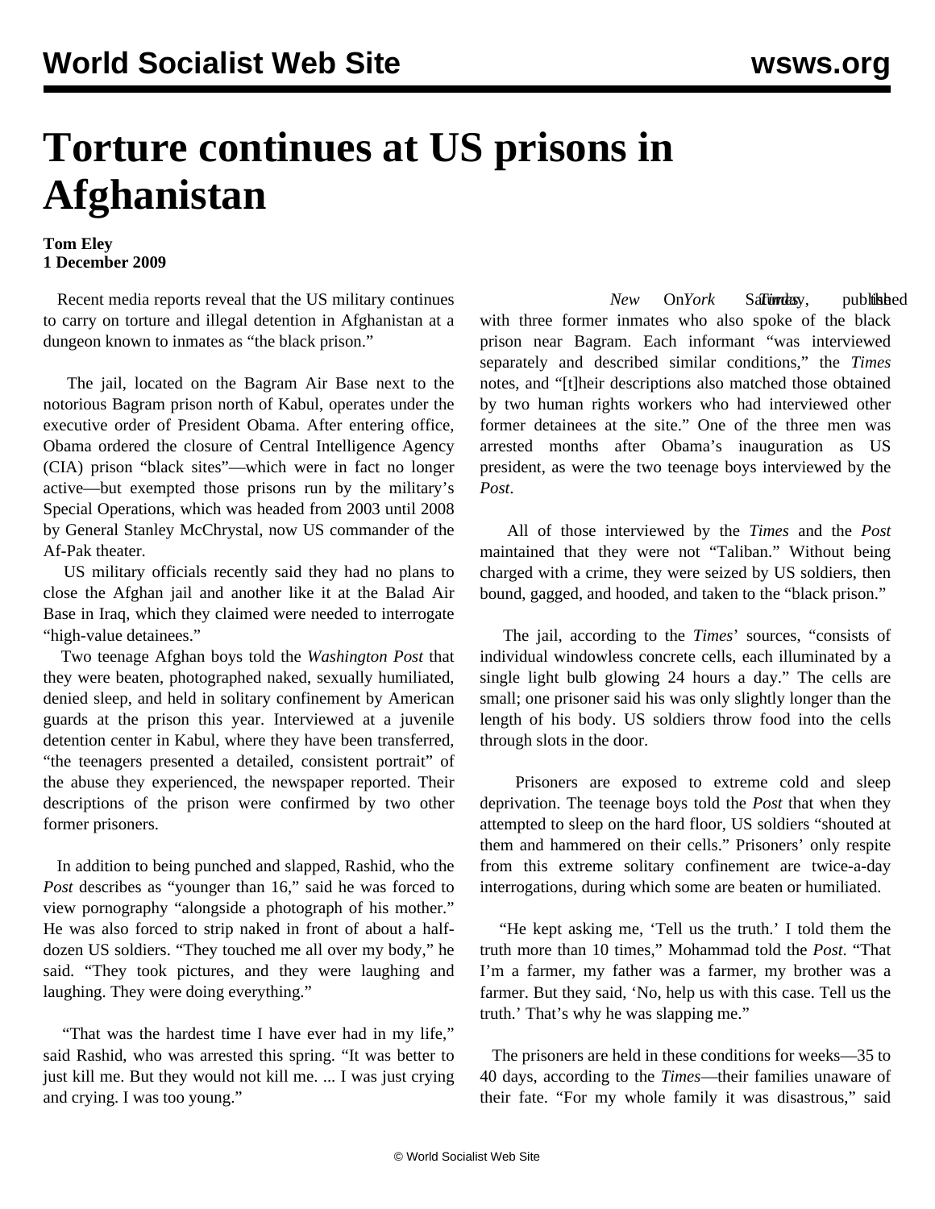# Torture continues at US prisons in Afghanistan

**Tom Eley**
**1 December 2009**

Recent media reports reveal that the US military continues to carry on torture and illegal detention in Afghanistan at a dungeon known to inmates as "the black prison."

The jail, located on the Bagram Air Base next to the notorious Bagram prison north of Kabul, operates under the executive order of President Obama. After entering office, Obama ordered the closure of Central Intelligence Agency (CIA) prison "black sites"—which were in fact no longer active—but exempted those prisons run by the military's Special Operations, which was headed from 2003 until 2008 by General Stanley McChrystal, now US commander of the Af-Pak theater.

US military officials recently said they had no plans to close the Afghan jail and another like it at the Balad Air Base in Iraq, which they claimed were needed to interrogate "high-value detainees."

Two teenage Afghan boys told the *Washington Post* that they were beaten, photographed naked, sexually humiliated, denied sleep, and held in solitary confinement by American guards at the prison this year. Interviewed at a juvenile detention center in Kabul, where they have been transferred, "the teenagers presented a detailed, consistent portrait" of the abuse they experienced, the newspaper reported. Their descriptions of the prison were confirmed by two other former prisoners.

In addition to being punched and slapped, Rashid, who the *Post* describes as "younger than 16," said he was forced to view pornography "alongside a photograph of his mother." He was also forced to strip naked in front of about a half-dozen US soldiers. "They touched me all over my body," he said. "They took pictures, and they were laughing and laughing. They were doing everything."

"That was the hardest time I have ever had in my life," said Rashid, who was arrested this spring. "It was better to just kill me. But they would not kill me. ... I was just crying and crying. I was too young."

On Saturday, the *New York Times* published interviews with three former inmates who also spoke of the black prison near Bagram. Each informant "was interviewed separately and described similar conditions," the *Times* notes, and "[t]heir descriptions also matched those obtained by two human rights workers who had interviewed other former detainees at the site." One of the three men was arrested months after Obama's inauguration as US president, as were the two teenage boys interviewed by the *Post*.

All of those interviewed by the *Times* and the *Post* maintained that they were not "Taliban." Without being charged with a crime, they were seized by US soldiers, then bound, gagged, and hooded, and taken to the "black prison."

The jail, according to the *Times*' sources, "consists of individual windowless concrete cells, each illuminated by a single light bulb glowing 24 hours a day." The cells are small; one prisoner said his was only slightly longer than the length of his body. US soldiers throw food into the cells through slots in the door.

Prisoners are exposed to extreme cold and sleep deprivation. The teenage boys told the *Post* that when they attempted to sleep on the hard floor, US soldiers "shouted at them and hammered on their cells." Prisoners' only respite from this extreme solitary confinement are twice-a-day interrogations, during which some are beaten or humiliated.

"He kept asking me, 'Tell us the truth.' I told them the truth more than 10 times," Mohammad told the *Post*. "That I'm a farmer, my father was a farmer, my brother was a farmer. But they said, 'No, help us with this case. Tell us the truth.' That's why he was slapping me."

The prisoners are held in these conditions for weeks—35 to 40 days, according to the *Times*—their families unaware of their fate. "For my whole family it was disastrous," said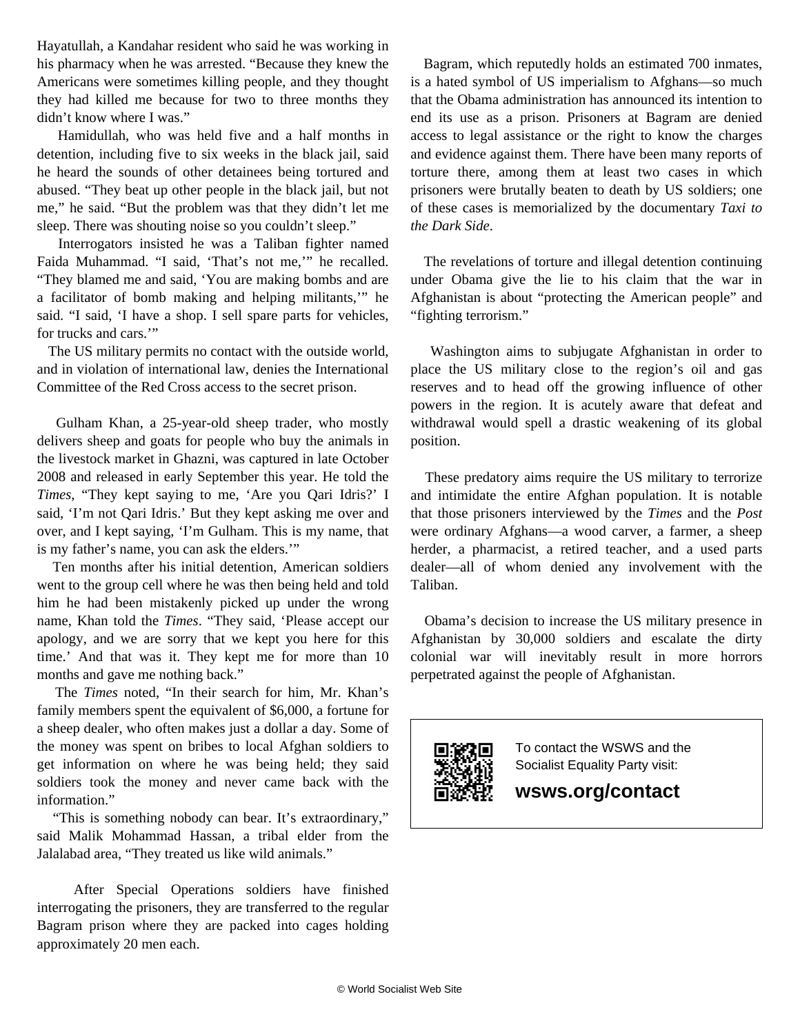Hayatullah, a Kandahar resident who said he was working in his pharmacy when he was arrested. "Because they knew the Americans were sometimes killing people, and they thought they had killed me because for two to three months they didn't know where I was."

Hamidullah, who was held five and a half months in detention, including five to six weeks in the black jail, said he heard the sounds of other detainees being tortured and abused. "They beat up other people in the black jail, but not me," he said. "But the problem was that they didn't let me sleep. There was shouting noise so you couldn't sleep."

Interrogators insisted he was a Taliban fighter named Faida Muhammad. "I said, 'That's not me,'" he recalled. "They blamed me and said, 'You are making bombs and are a facilitator of bomb making and helping militants,'" he said. "I said, 'I have a shop. I sell spare parts for vehicles, for trucks and cars.'"

The US military permits no contact with the outside world, and in violation of international law, denies the International Committee of the Red Cross access to the secret prison.

Gulham Khan, a 25-year-old sheep trader, who mostly delivers sheep and goats for people who buy the animals in the livestock market in Ghazni, was captured in late October 2008 and released in early September this year. He told the *Times*, "They kept saying to me, 'Are you Qari Idris?' I said, 'I'm not Qari Idris.' But they kept asking me over and over, and I kept saying, 'I'm Gulham. This is my name, that is my father's name, you can ask the elders.'"

Ten months after his initial detention, American soldiers went to the group cell where he was then being held and told him he had been mistakenly picked up under the wrong name, Khan told the *Times*. "They said, 'Please accept our apology, and we are sorry that we kept you here for this time.' And that was it. They kept me for more than 10 months and gave me nothing back."

The *Times* noted, "In their search for him, Mr. Khan's family members spent the equivalent of $6,000, a fortune for a sheep dealer, who often makes just a dollar a day. Some of the money was spent on bribes to local Afghan soldiers to get information on where he was being held; they said soldiers took the money and never came back with the information."

"This is something nobody can bear. It's extraordinary," said Malik Mohammad Hassan, a tribal elder from the Jalalabad area, "They treated us like wild animals."

After Special Operations soldiers have finished interrogating the prisoners, they are transferred to the regular Bagram prison where they are packed into cages holding approximately 20 men each.

Bagram, which reputedly holds an estimated 700 inmates, is a hated symbol of US imperialism to Afghans—so much that the Obama administration has announced its intention to end its use as a prison. Prisoners at Bagram are denied access to legal assistance or the right to know the charges and evidence against them. There have been many reports of torture there, among them at least two cases in which prisoners were brutally beaten to death by US soldiers; one of these cases is memorialized by the documentary *Taxi to the Dark Side*.

The revelations of torture and illegal detention continuing under Obama give the lie to his claim that the war in Afghanistan is about "protecting the American people" and "fighting terrorism."

Washington aims to subjugate Afghanistan in order to place the US military close to the region's oil and gas reserves and to head off the growing influence of other powers in the region. It is acutely aware that defeat and withdrawal would spell a drastic weakening of its global position.

These predatory aims require the US military to terrorize and intimidate the entire Afghan population. It is notable that those prisoners interviewed by the *Times* and the *Post* were ordinary Afghans—a wood carver, a farmer, a sheep herder, a pharmacist, a retired teacher, and a used parts dealer—all of whom denied any involvement with the Taliban.

Obama's decision to increase the US military presence in Afghanistan by 30,000 soldiers and escalate the dirty colonial war will inevitably result in more horrors perpetrated against the people of Afghanistan.

To contact the WSWS and the Socialist Equality Party visit:

**wsws.org/contact**